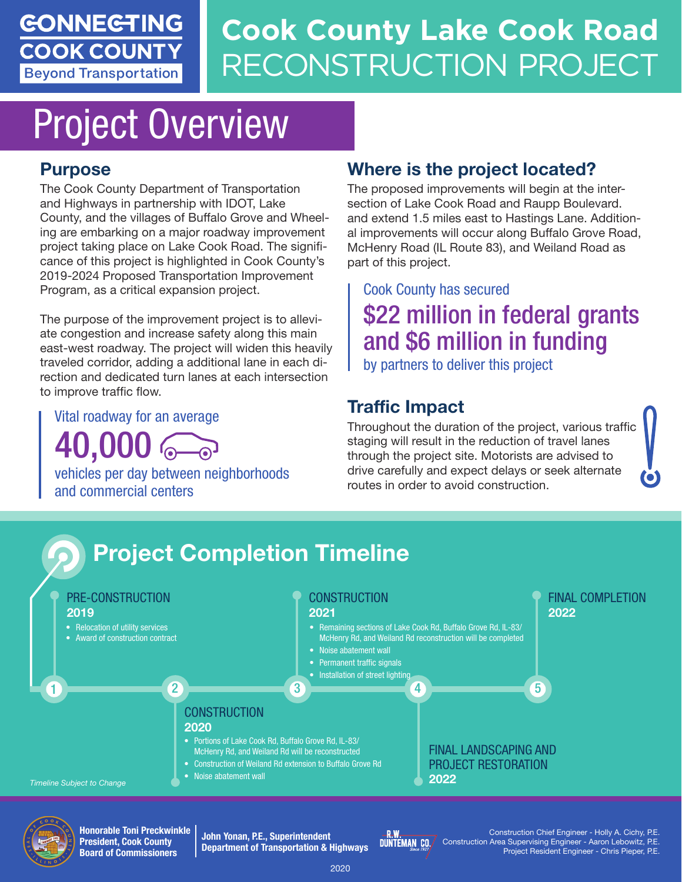**CONNECTING COOK COUNTY**
**Beyond Transportation**

# Cook County Lake Cook Road RECONSTRUCTION PROJECT

## Project Overview

### Purpose

The Cook County Department of Transportation and Highways in partnership with IDOT, Lake County, and the villages of Buffalo Grove and Wheeling are embarking on a major roadway improvement project taking place on Lake Cook Road. The significance of this project is highlighted in Cook County's 2019-2024 Proposed Transportation Improvement Program, as a critical expansion project.

The purpose of the improvement project is to alleviate congestion and increase safety along this main east-west roadway. The project will widen this heavily traveled corridor, adding a additional lane in each direction and dedicated turn lanes at each intersection to improve traffic flow.

Vital roadway for an average **40,000** vehicles per day between neighborhoods and commercial centers

### Where is the project located?

The proposed improvements will begin at the intersection of Lake Cook Road and Raupp Boulevard. and extend 1.5 miles east to Hastings Lane. Additional improvements will occur along Buffalo Grove Road, McHenry Road (IL Route 83), and Weiland Road as part of this project.

Cook County has secured **$22 million in federal grants and $6 million in funding** by partners to deliver this project

### Traffic Impact

Throughout the duration of the project, various traffic staging will result in the reduction of travel lanes through the project site. Motorists are advised to drive carefully and expect delays or seek alternate routes in order to avoid construction.

## Project Completion Timeline

1. **PRE-CONSTRUCTION 2019**
   - Relocation of utility services
   - Award of construction contract
2. **CONSTRUCTION 2020**
   - Portions of Lake Cook Rd, Buffalo Grove Rd, IL-83/ McHenry Rd, and Weiland Rd will be reconstructed
   - Construction of Weiland Rd extension to Buffalo Grove Rd
   - Noise abatement wall
3. **CONSTRUCTION 2021**
   - Remaining sections of Lake Cook Rd, Buffalo Grove Rd, IL-83/ McHenry Rd, and Weiland Rd reconstruction will be completed
   - Noise abatement wall
   - Permanent traffic signals
   - Installation of street lighting
4. **FINAL LANDSCAPING AND PROJECT RESTORATION 2022**
5. **FINAL COMPLETION 2022**

*Timeline Subject to Change*

**Honorable Toni Preckwinkle**
**President, Cook County Board of Commissioners**

**John Yonan, P.E., Superintendent**
**Department of Transportation & Highways**

R.W. DUNTEMAN CO. Since 1927

Construction Chief Engineer - Holly A. Cichy, P.E.
Construction Area Supervising Engineer - Aaron Lebowitz, P.E.
Project Resident Engineer - Chris Pieper, P.E.

2020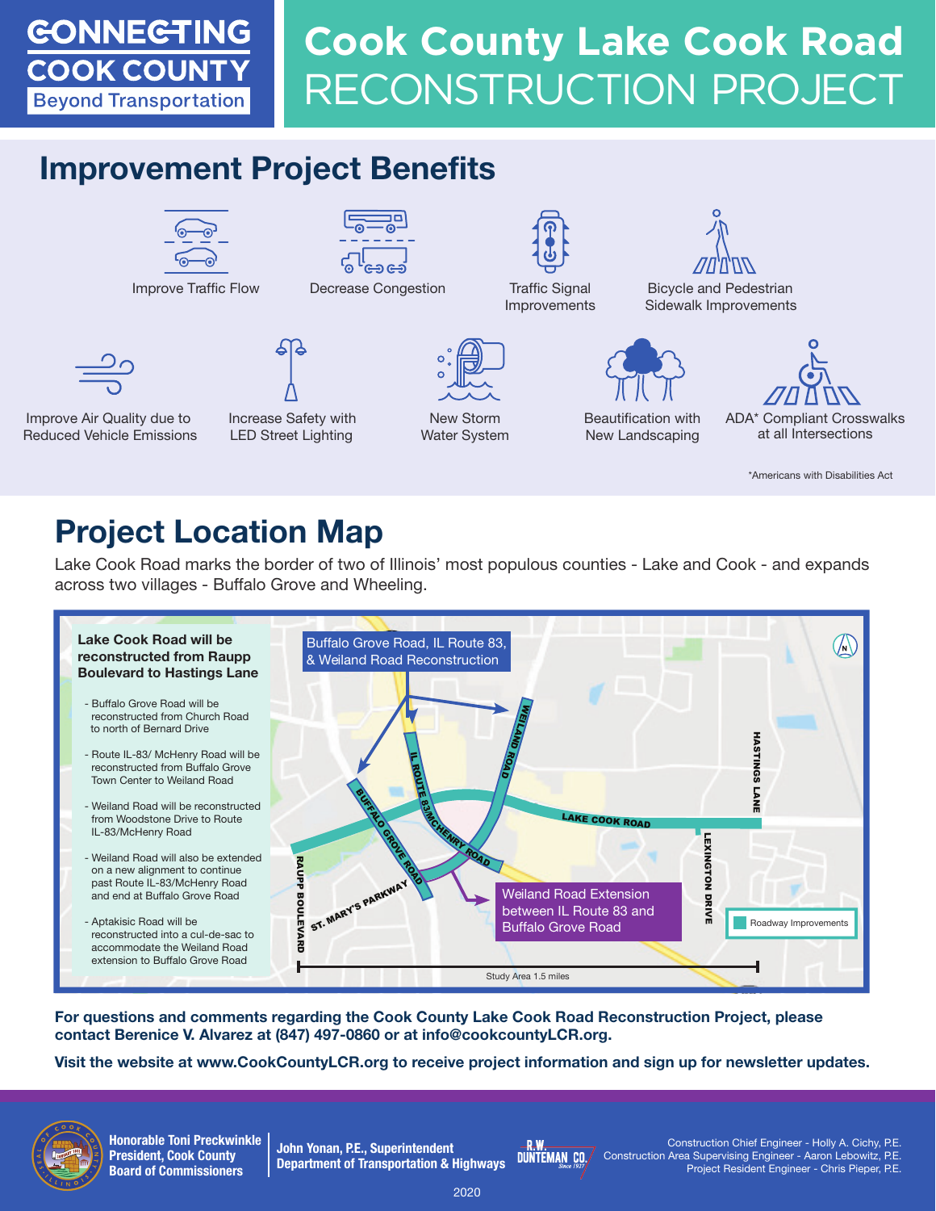**CONNECTING COOK COUNTY**
**Beyond Transportation**

# Cook County Lake Cook Road RECONSTRUCTION PROJECT

## Improvement Project Benefits

- Improve Traffic Flow
- Decrease Congestion
- Traffic Signal Improvements
- Bicycle and Pedestrian Sidewalk Improvements
- Improve Air Quality due to Reduced Vehicle Emissions
- Increase Safety with LED Street Lighting
- New Storm Water System
- Beautification with New Landscaping
- ADA* Compliant Crosswalks at all Intersections

*Americans with Disabilities Act

## Project Location Map

Lake Cook Road marks the border of two of Illinois' most populous counties - Lake and Cook - and expands across two villages - Buffalo Grove and Wheeling.

**Lake Cook Road will be reconstructed from Raupp Boulevard to Hastings Lane**

- Buffalo Grove Road will be reconstructed from Church Road to north of Bernard Drive
- Route IL-83/ McHenry Road will be reconstructed from Buffalo Grove Town Center to Weiland Road
- Weiland Road will be reconstructed from Woodstone Drive to Route IL-83/McHenry Road
- Weiland Road will also be extended on a new alignment to continue past Route IL-83/McHenry Road and end at Buffalo Grove Road
- Aptakisic Road will be reconstructed into a cul-de-sac to accommodate the Weiland Road extension to Buffalo Grove Road

Buffalo Grove Road, IL Route 83, & Weiland Road Reconstruction

Weiland Road Extension between IL Route 83 and Buffalo Grove Road

WEILAND ROAD
IL ROUTE 83/MCHENRY ROAD
BUFFALO GROVE ROAD
LAKE COOK ROAD
HASTINGS LANE
LEXINGTON DRIVE
RAUPP BOULEVARD
ST. MARY'S PARKWAY

Roadway Improvements

Study Area 1.5 miles

**For questions and comments regarding the Cook County Lake Cook Road Reconstruction Project, please contact Berenice V. Alvarez at (847) 497-0860 or at info@cookcountyLCR.org.**

**Visit the website at www.CookCountyLCR.org to receive project information and sign up for newsletter updates.**

**Honorable Toni Preckwinkle**
**President, Cook County**
**Board of Commissioners**

**John Yonan, P.E., Superintendent**
**Department of Transportation & Highways**

R.W. DUNTEMAN CO. Since 1927

Construction Chief Engineer - Holly A. Cichy, P.E.
Construction Area Supervising Engineer - Aaron Lebowitz, P.E.
Project Resident Engineer - Chris Pieper, P.E.

2020